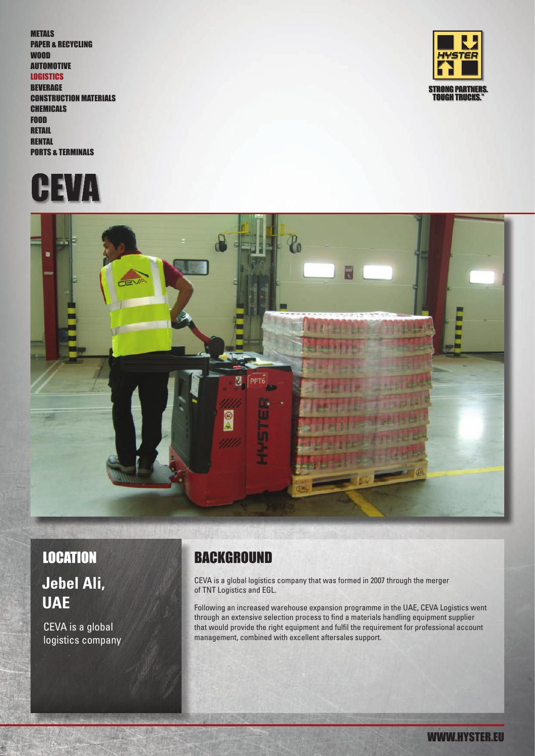METALS
PAPER & RECYCLING
WOOD
AUTOMOTIVE
LOGISTICS
BEVERAGE
CONSTRUCTION MATERIALS
CHEMICALS
FOOD
RETAIL
RENTAL
PORTS & TERMINALS

STRONG PARTNERS. TOUGH TRUCKS.™

# CEVA

## LOCATION

### Jebel Ali, UAE

CEVA is a global logistics company

## BACKGROUND

CEVA is a global logistics company that was formed in 2007 through the merger of TNT Logistics and EGL.

Following an increased warehouse expansion programme in the UAE, CEVA Logistics went through an extensive selection process to find a materials handling equipment supplier that would provide the right equipment and fulfil the requirement for professional account management, combined with excellent aftersales support.

WWW.HYSTER.EU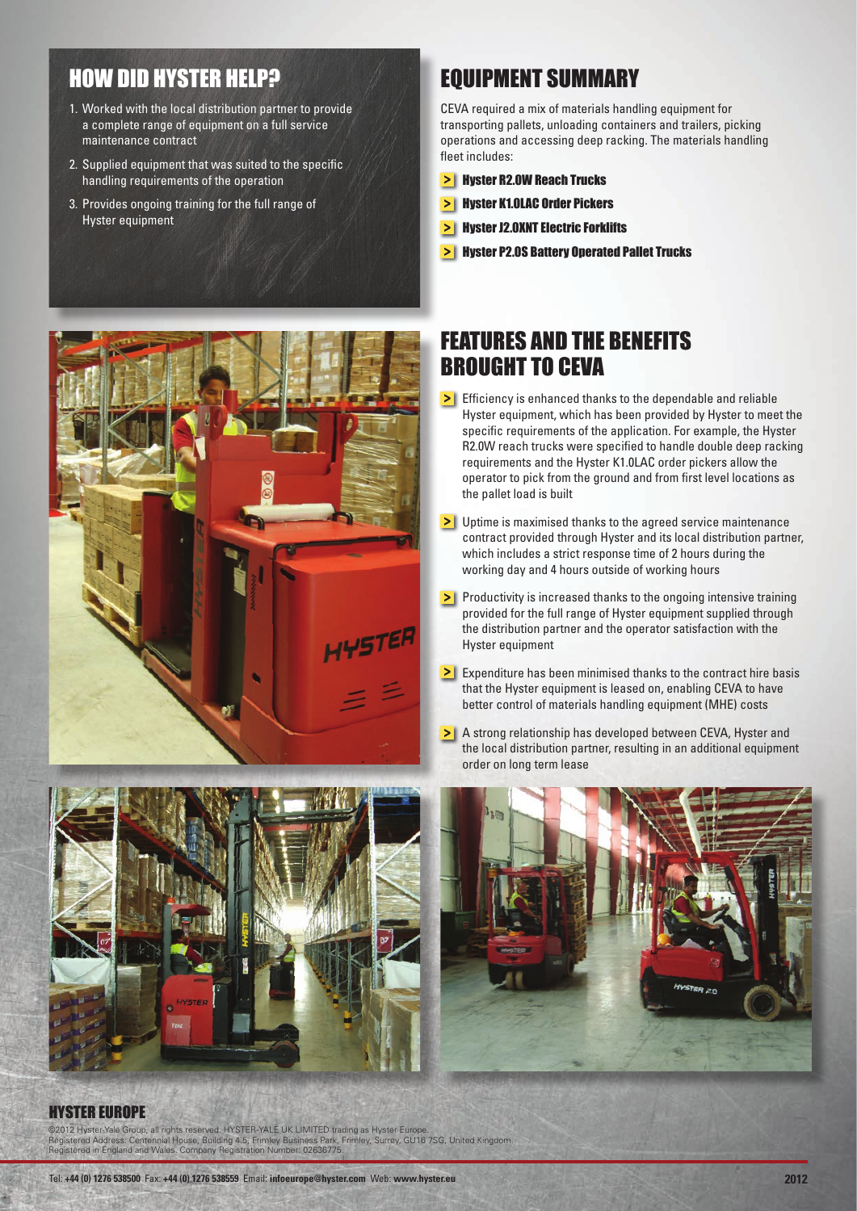## HOW DID HYSTER HELP?

1. Worked with the local distribution partner to provide a complete range of equipment on a full service maintenance contract
2. Supplied equipment that was suited to the specific handling requirements of the operation
3. Provides ongoing training for the full range of Hyster equipment

## EQUIPMENT SUMMARY

CEVA required a mix of materials handling equipment for transporting pallets, unloading containers and trailers, picking operations and accessing deep racking. The materials handling fleet includes:

- **Hyster R2.0W Reach Trucks**
- **Hyster K1.0LAC Order Pickers**
- **Hyster J2.0XNT Electric Forklifts**
- **Hyster P2.0S Battery Operated Pallet Trucks**

## FEATURES AND THE BENEFITS BROUGHT TO CEVA

- Efficiency is enhanced thanks to the dependable and reliable Hyster equipment, which has been provided by Hyster to meet the specific requirements of the application. For example, the Hyster R2.0W reach trucks were specified to handle double deep racking requirements and the Hyster K1.0LAC order pickers allow the operator to pick from the ground and from first level locations as the pallet load is built
- Uptime is maximised thanks to the agreed service maintenance contract provided through Hyster and its local distribution partner, which includes a strict response time of 2 hours during the working day and 4 hours outside of working hours
- Productivity is increased thanks to the ongoing intensive training provided for the full range of Hyster equipment supplied through the distribution partner and the operator satisfaction with the Hyster equipment
- Expenditure has been minimised thanks to the contract hire basis that the Hyster equipment is leased on, enabling CEVA to have better control of materials handling equipment (MHE) costs
- A strong relationship has developed between CEVA, Hyster and the local distribution partner, resulting in an additional equipment order on long term lease

### HYSTER EUROPE

©2012 Hyster-Yale Group, all rights reserved. HYSTER-YALE UK LIMITED trading as Hyster Europe.
Registered Address: Centennial House, Building 4.5, Frimley Business Park, Frimley, Surrey, GU16 7SG, United Kingdom.
Registered in England and Wales. Company Registration Number: 02636775.

Tel: **+44 (0) 1276 538500** Fax: **+44 (0) 1276 538559** Email: **infoeurope@hyster.com** Web: **www.hyster.eu**

2012